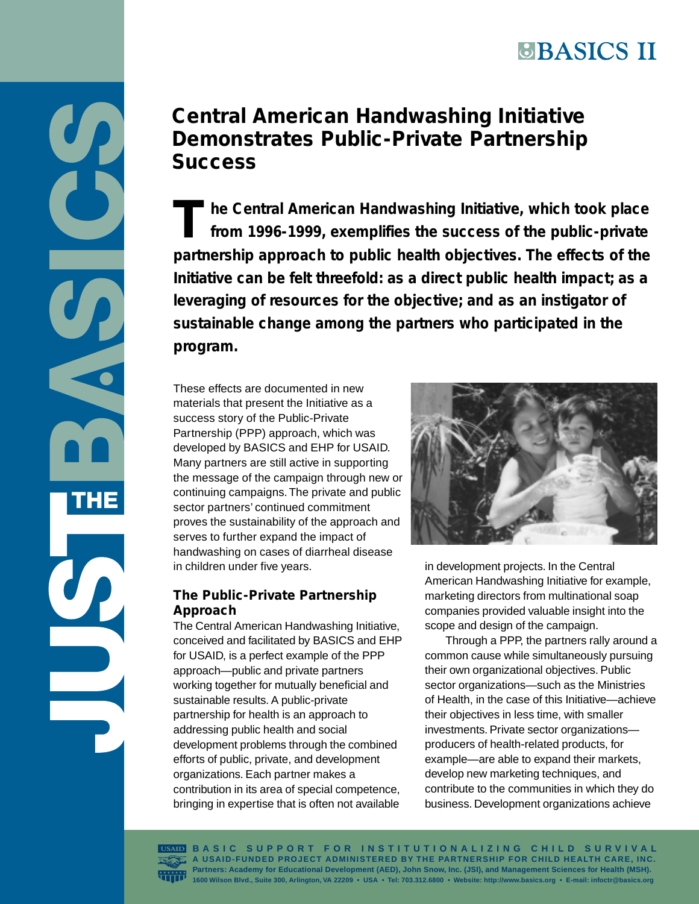# Central American Handwashing Initiative Demonstrates Public-Private Partnership Success

**The Central American Handwashing Initiative, which took place from 1996-1999, exemplifies the success of the public-private partnership approach to public health objectives. The effects of the Initiative can be felt threefold: as a direct public health impact; as a leveraging of resources for the objective; and as an instigator of sustainable change among the partners who participated in the program.**

These effects are documented in new materials that present the Initiative as a success story of the Public-Private Partnership (PPP) approach, which was developed by BASICS and EHP for USAID. Many partners are still active in supporting the message of the campaign through new or continuing campaigns. The private and public sector partners' continued commitment proves the sustainability of the approach and serves to further expand the impact of handwashing on cases of diarrheal disease in children under five years.

## The Public-Private Partnership Approach

The Central American Handwashing Initiative, conceived and facilitated by BASICS and EHP for USAID, is a perfect example of the PPP approach—public and private partners working together for mutually beneficial and sustainable results. A public-private partnership for health is an approach to addressing public health and social development problems through the combined efforts of public, private, and development organizations. Each partner makes a contribution in its area of special competence, bringing in expertise that is often not available in development projects. In the Central American Handwashing Initiative for example, marketing directors from multinational soap companies provided valuable insight into the scope and design of the campaign.

Through a PPP, the partners rally around a common cause while simultaneously pursuing their own organizational objectives. Public sector organizations—such as the Ministries of Health, in the case of this Initiative—achieve their objectives in less time, with smaller investments. Private sector organizations—producers of health-related products, for example—are able to expand their markets, develop new marketing techniques, and contribute to the communities in which they do business. Development organizations achieve

BASIC SUPPORT FOR INSTITUTIONALIZING CHILD SURVIVAL
A USAID-FUNDED PROJECT ADMINISTERED BY THE PARTNERSHIP FOR CHILD HEALTH CARE, INC.
Partners: Academy for Educational Development (AED), John Snow, Inc. (JSI), and Management Sciences for Health (MSH).
1600 Wilson Blvd., Suite 300, Arlington, VA 22209 • USA • Tel: 703.312.6800 • Website: http://www.basics.org • E-mail: infoctr@basics.org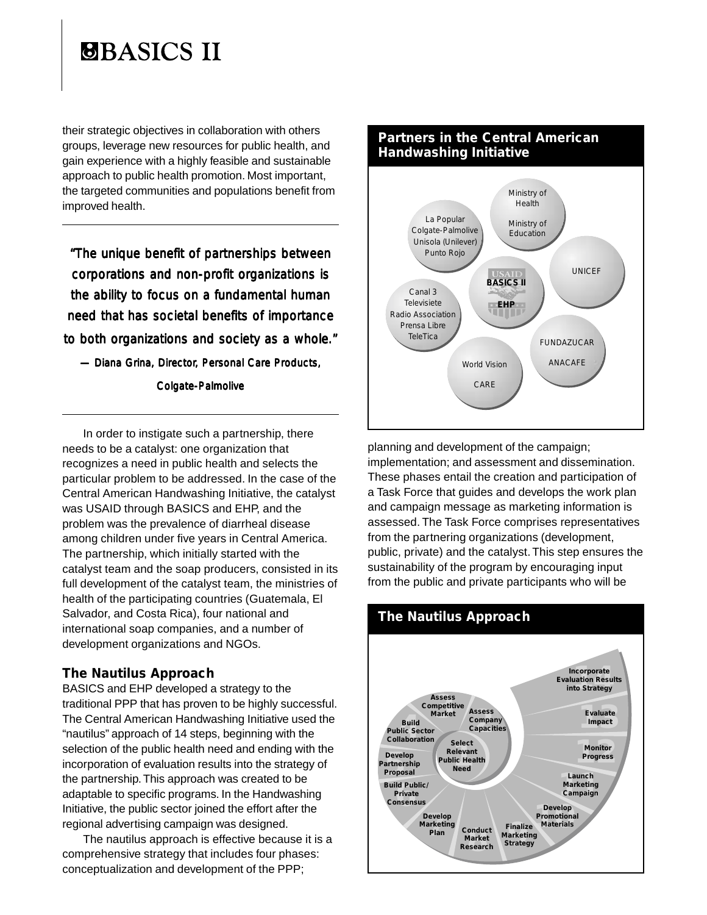their strategic objectives in collaboration with others groups, leverage new resources for public health, and gain experience with a highly feasible and sustainable approach to public health promotion. Most important, the targeted communities and populations benefit from improved health.

> "The unique benefit of partnerships between corporations and non-profit organizations is the ability to focus on a fundamental human need that has societal benefits of importance to both organizations and society as a whole."
>
> — Diana Grina, Director, Personal Care Products, Colgate-Palmolive

In order to instigate such a partnership, there needs to be a catalyst: one organization that recognizes a need in public health and selects the particular problem to be addressed. In the case of the Central American Handwashing Initiative, the catalyst was USAID through BASICS and EHP, and the problem was the prevalence of diarrheal disease among children under five years in Central America. The partnership, which initially started with the catalyst team and the soap producers, consisted in its full development of the catalyst team, the ministries of health of the participating countries (Guatemala, El Salvador, and Costa Rica), four national and international soap companies, and a number of development organizations and NGOs.

### The Nautilus Approach

BASICS and EHP developed a strategy to the traditional PPP that has proven to be highly successful. The Central American Handwashing Initiative used the "nautilus" approach of 14 steps, beginning with the selection of the public health need and ending with the incorporation of evaluation results into the strategy of the partnership. This approach was created to be adaptable to specific programs. In the Handwashing Initiative, the public sector joined the effort after the regional advertising campaign was designed.

The nautilus approach is effective because it is a comprehensive strategy that includes four phases: conceptualization and development of the PPP; planning and development of the campaign; implementation; and assessment and dissemination. These phases entail the creation and participation of a Task Force that guides and develops the work plan and campaign message as marketing information is assessed. The Task Force comprises representatives from the partnering organizations (development, public, private) and the catalyst. This step ensures the sustainability of the program by encouraging input from the public and private participants who will be

**Partners in the Central American Handwashing Initiative**

- USAID: BASICS II, EHP
- Ministry of Health, Ministry of Education
- La Popular, Colgate-Palmolive, Unisola (Unilever), Punto Rojo
- UNICEF
- Canal 3, Televisiete, Radio Association, Prensa Libre, TeleTica
- FUNDAZUCAR, ANACAFE
- World Vision, CARE

**The Nautilus Approach**

1. Select Relevant Public Health Need
2. Assess Company Capacities
3. Assess Competitive Market
4. Build Public Sector Collaboration
5. Develop Partnership Proposal
6. Build Public/Private Consensus
7. Develop Marketing Plan
8. Conduct Market Research
9. Finalize Marketing Strategy
10. Develop Promotional Materials
11. Launch Marketing Campaign
12. Monitor Progress
13. Evaluate Impact
14. Incorporate Evaluation Results into Strategy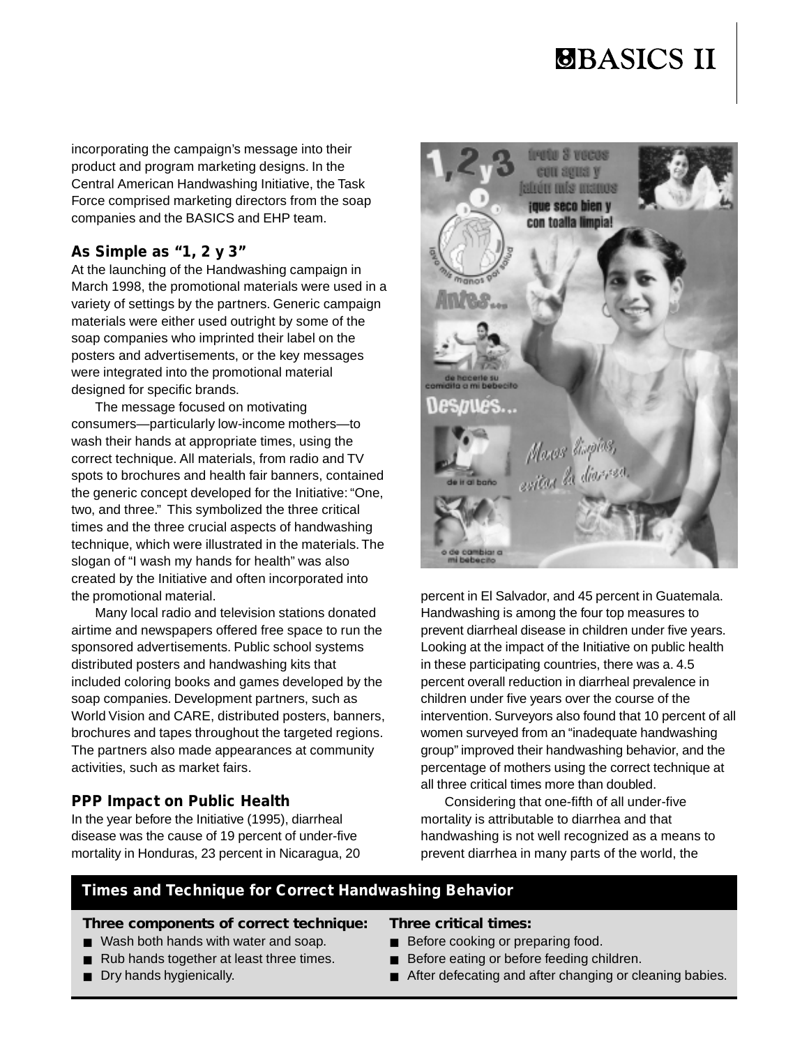incorporating the campaign's message into their product and program marketing designs. In the Central American Handwashing Initiative, the Task Force comprised marketing directors from the soap companies and the BASICS and EHP team.

### As Simple as "1, 2 y 3"

At the launching of the Handwashing campaign in March 1998, the promotional materials were used in a variety of settings by the partners. Generic campaign materials were either used outright by some of the soap companies who imprinted their label on the posters and advertisements, or the key messages were integrated into the promotional material designed for specific brands.

The message focused on motivating consumers—particularly low-income mothers—to wash their hands at appropriate times, using the correct technique. All materials, from radio and TV spots to brochures and health fair banners, contained the generic concept developed for the Initiative: "One, two, and three." This symbolized the three critical times and the three crucial aspects of handwashing technique, which were illustrated in the materials. The slogan of "I wash my hands for health" was also created by the Initiative and often incorporated into the promotional material.

Many local radio and television stations donated airtime and newspapers offered free space to run the sponsored advertisements. Public school systems distributed posters and handwashing kits that included coloring books and games developed by the soap companies. Development partners, such as World Vision and CARE, distributed posters, banners, brochures and tapes throughout the targeted regions. The partners also made appearances at community activities, such as market fairs.

### PPP Impact on Public Health

In the year before the Initiative (1995), diarrheal disease was the cause of 19 percent of under-five mortality in Honduras, 23 percent in Nicaragua, 20 percent in El Salvador, and 45 percent in Guatemala. Handwashing is among the four top measures to prevent diarrheal disease in children under five years. Looking at the impact of the Initiative on public health in these participating countries, there was a. 4.5 percent overall reduction in diarrheal prevalence in children under five years over the course of the intervention. Surveyors also found that 10 percent of all women surveyed from an "inadequate handwashing group" improved their handwashing behavior, and the percentage of mothers using the correct technique at all three critical times more than doubled.

Considering that one-fifth of all under-five mortality is attributable to diarrhea and that handwashing is not well recognized as a means to prevent diarrhea in many parts of the world, the

### Times and Technique for Correct Handwashing Behavior

**Three components of correct technique:**

- Wash both hands with water and soap.
- Rub hands together at least three times.
- Dry hands hygienically.

**Three critical times:**

- Before cooking or preparing food.
- Before eating or before feeding children.
- After defecating and after changing or cleaning babies.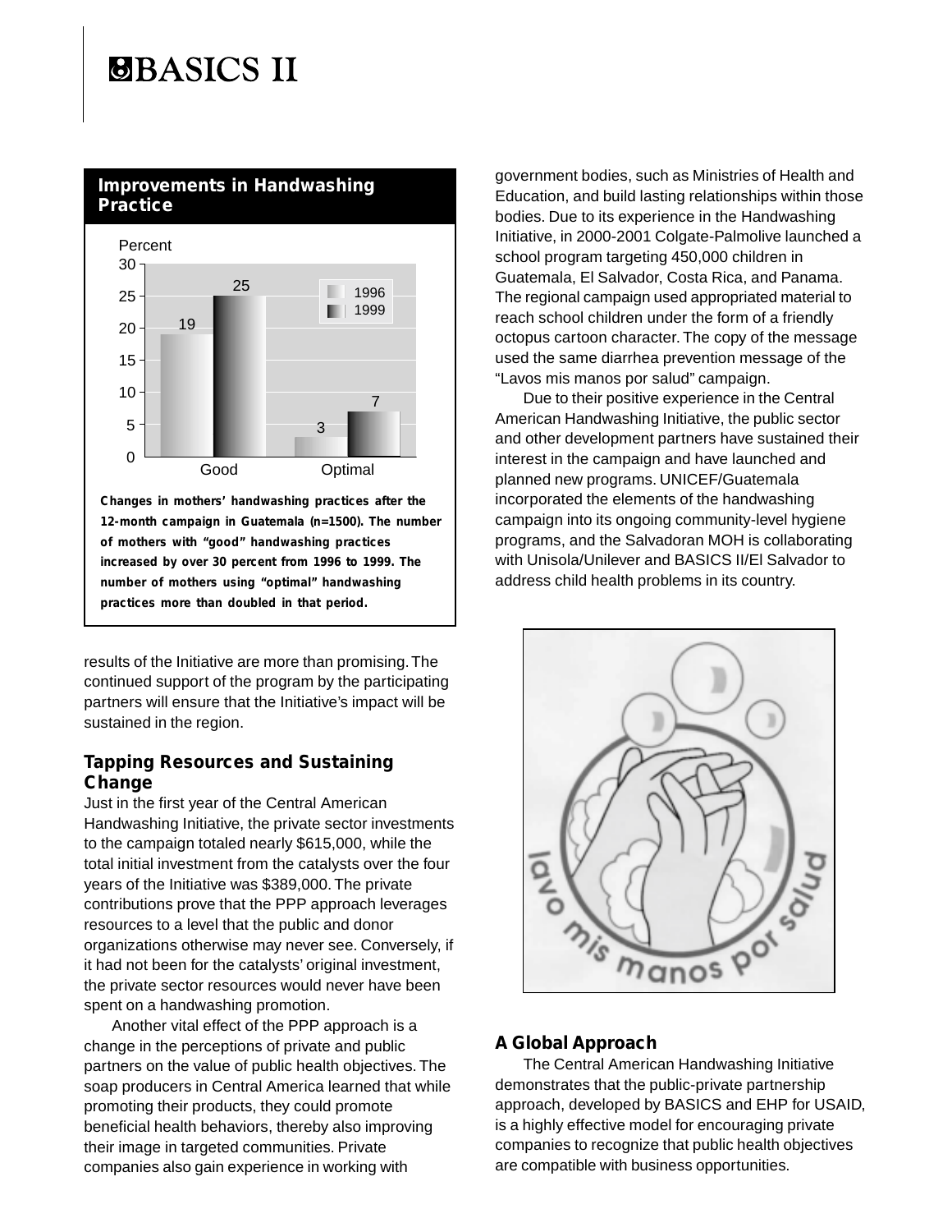## Improvements in Handwashing Practice

| | 1996 | 1999 |
|---|---|---|
| Good | 19 | 25 |
| Optimal | 3 | 7 |

**Changes in mothers' handwashing practices after the 12-month campaign in Guatemala (n=1500). The number of mothers with "good" handwashing practices increased by over 30 percent from 1996 to 1999. The number of mothers using "optimal" handwashing practices more than doubled in that period.**

results of the Initiative are more than promising. The continued support of the program by the participating partners will ensure that the Initiative's impact will be sustained in the region.

### Tapping Resources and Sustaining Change

Just in the first year of the Central American Handwashing Initiative, the private sector investments to the campaign totaled nearly $615,000, while the total initial investment from the catalysts over the four years of the Initiative was $389,000. The private contributions prove that the PPP approach leverages resources to a level that the public and donor organizations otherwise may never see. Conversely, if it had not been for the catalysts' original investment, the private sector resources would never have been spent on a handwashing promotion.

Another vital effect of the PPP approach is a change in the perceptions of private and public partners on the value of public health objectives. The soap producers in Central America learned that while promoting their products, they could promote beneficial health behaviors, thereby also improving their image in targeted communities. Private companies also gain experience in working with government bodies, such as Ministries of Health and Education, and build lasting relationships within those bodies. Due to its experience in the Handwashing Initiative, in 2000-2001 Colgate-Palmolive launched a school program targeting 450,000 children in Guatemala, El Salvador, Costa Rica, and Panama. The regional campaign used appropriated material to reach school children under the form of a friendly octopus cartoon character. The copy of the message used the same diarrhea prevention message of the "Lavos mis manos por salud" campaign.

Due to their positive experience in the Central American Handwashing Initiative, the public sector and other development partners have sustained their interest in the campaign and have launched and planned new programs. UNICEF/Guatemala incorporated the elements of the handwashing campaign into its ongoing community-level hygiene programs, and the Salvadoran MOH is collaborating with Unisola/Unilever and BASICS II/El Salvador to address child health problems in its country.

lavo mis manos por salud

### A Global Approach

The Central American Handwashing Initiative demonstrates that the public-private partnership approach, developed by BASICS and EHP for USAID, is a highly effective model for encouraging private companies to recognize that public health objectives are compatible with business opportunities.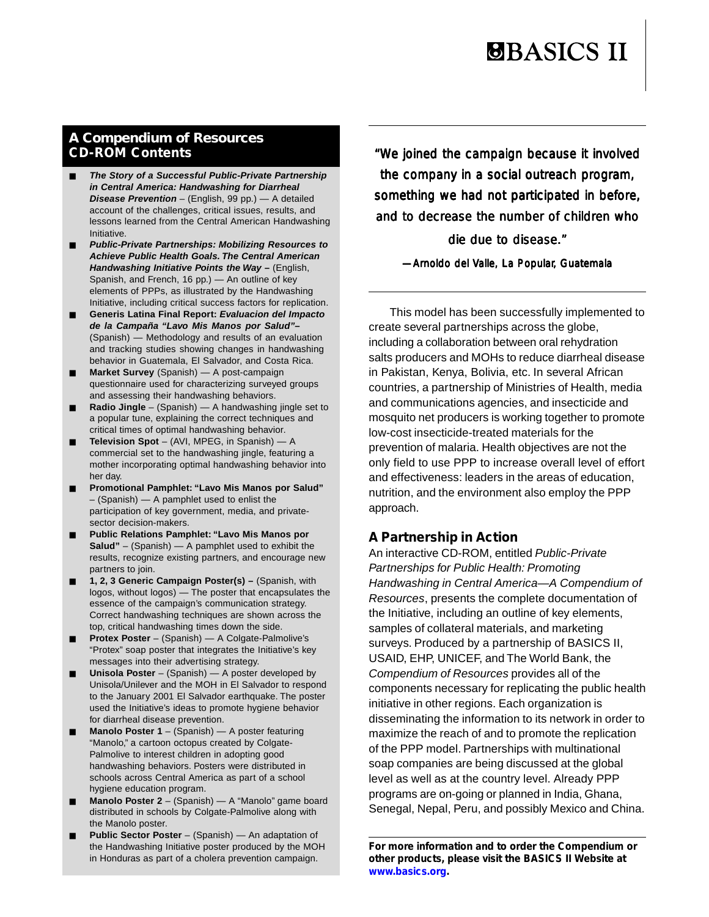# BASICS II

## A Compendium of Resources CD-ROM Contents

- ***The Story of a Successful Public-Private Partnership in Central America: Handwashing for Diarrheal Disease Prevention*** – (English, 99 pp.) — A detailed account of the challenges, critical issues, results, and lessons learned from the Central American Handwashing Initiative.
- ***Public-Private Partnerships: Mobilizing Resources to Achieve Public Health Goals. The Central American Handwashing Initiative Points the Way*** **–** (English, Spanish, and French, 16 pp.) — An outline of key elements of PPPs, as illustrated by the Handwashing Initiative, including critical success factors for replication.
- **Generis Latina Final Report: *Evaluacion del Impacto de la Campaña "Lavo Mis Manos por Salud"*–** (Spanish) — Methodology and results of an evaluation and tracking studies showing changes in handwashing behavior in Guatemala, El Salvador, and Costa Rica.
- **Market Survey** (Spanish) — A post-campaign questionnaire used for characterizing surveyed groups and assessing their handwashing behaviors.
- **Radio Jingle** – (Spanish) — A handwashing jingle set to a popular tune, explaining the correct techniques and critical times of optimal handwashing behavior.
- **Television Spot** – (AVI, MPEG, in Spanish) — A commercial set to the handwashing jingle, featuring a mother incorporating optimal handwashing behavior into her day.
- **Promotional Pamphlet: "Lavo Mis Manos por Salud"** – (Spanish) — A pamphlet used to enlist the participation of key government, media, and private-sector decision-makers.
- **Public Relations Pamphlet: "Lavo Mis Manos por Salud"** – (Spanish) — A pamphlet used to exhibit the results, recognize existing partners, and encourage new partners to join.
- **1, 2, 3 Generic Campaign Poster(s) –** (Spanish, with logos, without logos) — The poster that encapsulates the essence of the campaign's communication strategy. Correct handwashing techniques are shown across the top, critical handwashing times down the side.
- **Protex Poster** – (Spanish) — A Colgate-Palmolive's "Protex" soap poster that integrates the Initiative's key messages into their advertising strategy.
- **Unisola Poster** – (Spanish) — A poster developed by Unisola/Unilever and the MOH in El Salvador to respond to the January 2001 El Salvador earthquake. The poster used the Initiative's ideas to promote hygiene behavior for diarrheal disease prevention.
- **Manolo Poster 1** – (Spanish) — A poster featuring "Manolo," a cartoon octopus created by Colgate-Palmolive to interest children in adopting good handwashing behaviors. Posters were distributed in schools across Central America as part of a school hygiene education program.
- **Manolo Poster 2** – (Spanish) — A "Manolo" game board distributed in schools by Colgate-Palmolive along with the Manolo poster.
- **Public Sector Poster** – (Spanish) — An adaptation of the Handwashing Initiative poster produced by the MOH in Honduras as part of a cholera prevention campaign.

---

> "We joined the campaign because it involved the company in a social outreach program, something we had not participated in before, and to decrease the number of children who die due to disease."
>
> —Arnoldo del Valle, La Popular, Guatemala

---

This model has been successfully implemented to create several partnerships across the globe, including a collaboration between oral rehydration salts producers and MOHs to reduce diarrheal disease in Pakistan, Kenya, Bolivia, etc. In several African countries, a partnership of Ministries of Health, media and communications agencies, and insecticide and mosquito net producers is working together to promote low-cost insecticide-treated materials for the prevention of malaria. Health objectives are not the only field to use PPP to increase overall level of effort and effectiveness: leaders in the areas of education, nutrition, and the environment also employ the PPP approach.

## A Partnership in Action

An interactive CD-ROM, entitled *Public-Private Partnerships for Public Health: Promoting Handwashing in Central America—A Compendium of Resources*, presents the complete documentation of the Initiative, including an outline of key elements, samples of collateral materials, and marketing surveys. Produced by a partnership of BASICS II, USAID, EHP, UNICEF, and The World Bank, the *Compendium of Resources* provides all of the components necessary for replicating the public health initiative in other regions. Each organization is disseminating the information to its network in order to maximize the reach of and to promote the replication of the PPP model. Partnerships with multinational soap companies are being discussed at the global level as well as at the country level. Already PPP programs are on-going or planned in India, Ghana, Senegal, Nepal, Peru, and possibly Mexico and China.

---

**For more information and to order the Compendium or other products, please visit the BASICS II Website at www.basics.org.**